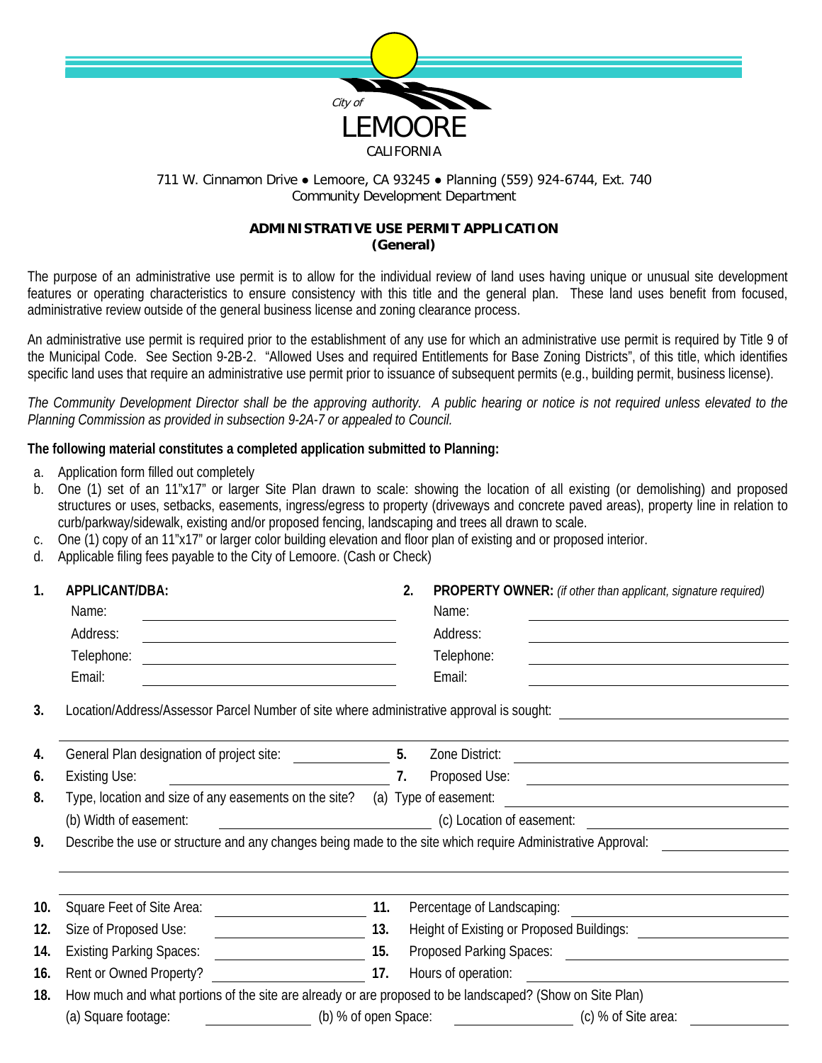City of
LEMOORE
CALIFORNIA

711 W. Cinnamon Drive ● Lemoore, CA 93245 ● Planning (559) 924-6744, Ext. 740
Community Development Department

## ADMINISTRATIVE USE PERMIT APPLICATION
**(General)**

The purpose of an administrative use permit is to allow for the individual review of land uses having unique or unusual site development features or operating characteristics to ensure consistency with this title and the general plan. These land uses benefit from focused, administrative review outside of the general business license and zoning clearance process.

An administrative use permit is required prior to the establishment of any use for which an administrative use permit is required by Title 9 of the Municipal Code. See Section 9-2B-2. "Allowed Uses and required Entitlements for Base Zoning Districts", of this title, which identifies specific land uses that require an administrative use permit prior to issuance of subsequent permits (e.g., building permit, business license).

*The Community Development Director shall be the approving authority. A public hearing or notice is not required unless elevated to the Planning Commission as provided in subsection 9-2A-7 or appealed to Council.*

**The following material constitutes a completed application submitted to Planning:**

a. Application form filled out completely
b. One (1) set of an 11"x17" or larger Site Plan drawn to scale: showing the location of all existing (or demolishing) and proposed structures or uses, setbacks, easements, ingress/egress to property (driveways and concrete paved areas), property line in relation to curb/parkway/sidewalk, existing and/or proposed fencing, landscaping and trees all drawn to scale.
c. One (1) copy of an 11"x17" or larger color building elevation and floor plan of existing and or proposed interior.
d. Applicable filing fees payable to the City of Lemoore. (Cash or Check)

**1. APPLICANT/DBA:**
Name: ____________________
Address: ____________________
Telephone: ____________________
Email: ____________________

**2. PROPERTY OWNER:** *(if other than applicant, signature required)*
Name: ____________________
Address: ____________________
Telephone: ____________________
Email: ____________________

**3.** Location/Address/Assessor Parcel Number of site where administrative approval is sought: ____________________

____________________

**4.** General Plan designation of project site: ____________ **5.** Zone District: ____________

**6.** Existing Use: ____________ **7.** Proposed Use: ____________

**8.** Type, location and size of any easements on the site? (a) Type of easement: ____________
(b) Width of easement: ____________ (c) Location of easement: ____________

**9.** Describe the use or structure and any changes being made to the site which require Administrative Approval: ____________

____________________

____________________

**10.** Square Feet of Site Area: ____________ **11.** Percentage of Landscaping: ____________

**12.** Size of Proposed Use: ____________ **13.** Height of Existing or Proposed Buildings: ____________

**14.** Existing Parking Spaces: ____________ **15.** Proposed Parking Spaces: ____________

**16.** Rent or Owned Property? ____________ **17.** Hours of operation: ____________

**18.** How much and what portions of the site are already or are proposed to be landscaped? (Show on Site Plan)
(a) Square footage: ____________ (b) % of open Space: ____________ (c) % of Site area: ____________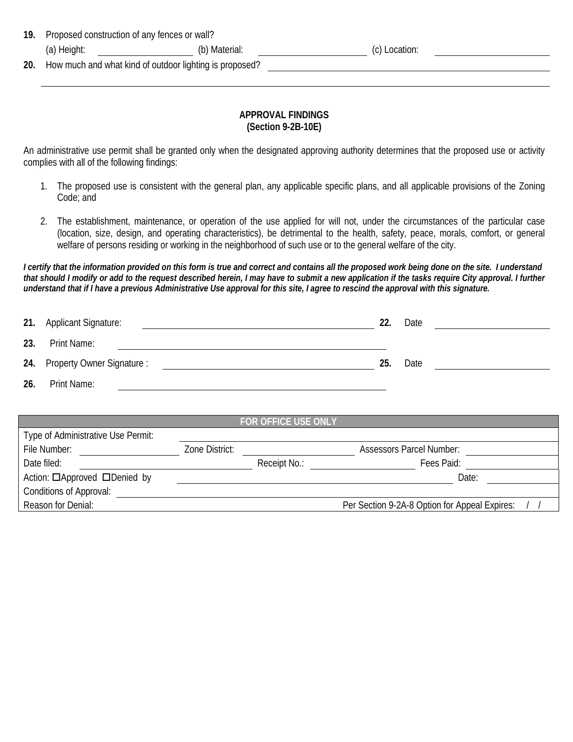**19.** Proposed construction of any fences or wall?

(a) Height: ______________ (b) Material: ______________ (c) Location: ______________

**20.** How much and what kind of outdoor lighting is proposed? ______________

## APPROVAL FINDINGS
## (Section 9-2B-10E)

An administrative use permit shall be granted only when the designated approving authority determines that the proposed use or activity complies with all of the following findings:

1. The proposed use is consistent with the general plan, any applicable specific plans, and all applicable provisions of the Zoning Code; and

2. The establishment, maintenance, or operation of the use applied for will not, under the circumstances of the particular case (location, size, design, and operating characteristics), be detrimental to the health, safety, peace, morals, comfort, or general welfare of persons residing or working in the neighborhood of such use or to the general welfare of the city.

***I certify that the information provided on this form is true and correct and contains all the proposed work being done on the site. I understand that should I modify or add to the request described herein, I may have to submit a new application if the tasks require City approval. I further understand that if I have a previous Administrative Use approval for this site, I agree to rescind the approval with this signature.***

**21.** Applicant Signature: ______________ **22.** Date ______________

**23.** Print Name: ______________

**24.** Property Owner Signature : ______________ **25.** Date ______________

**26.** Print Name: ______________

| FOR OFFICE USE ONLY | | | | | |
|---|---|---|---|---|---|
| Type of Administrative Use Permit: | | | | | |
| File Number: | | Zone District: | | Assessors Parcel Number: | |
| Date filed: | | Receipt No.: | | Fees Paid: | |
| Action: ☐Approved ☐Denied by | | | | Date: | |
| Conditions of Approval: | | | | | |
| Reason for Denial: | | | | Per Section 9-2A-8 Option for Appeal Expires: / / | |